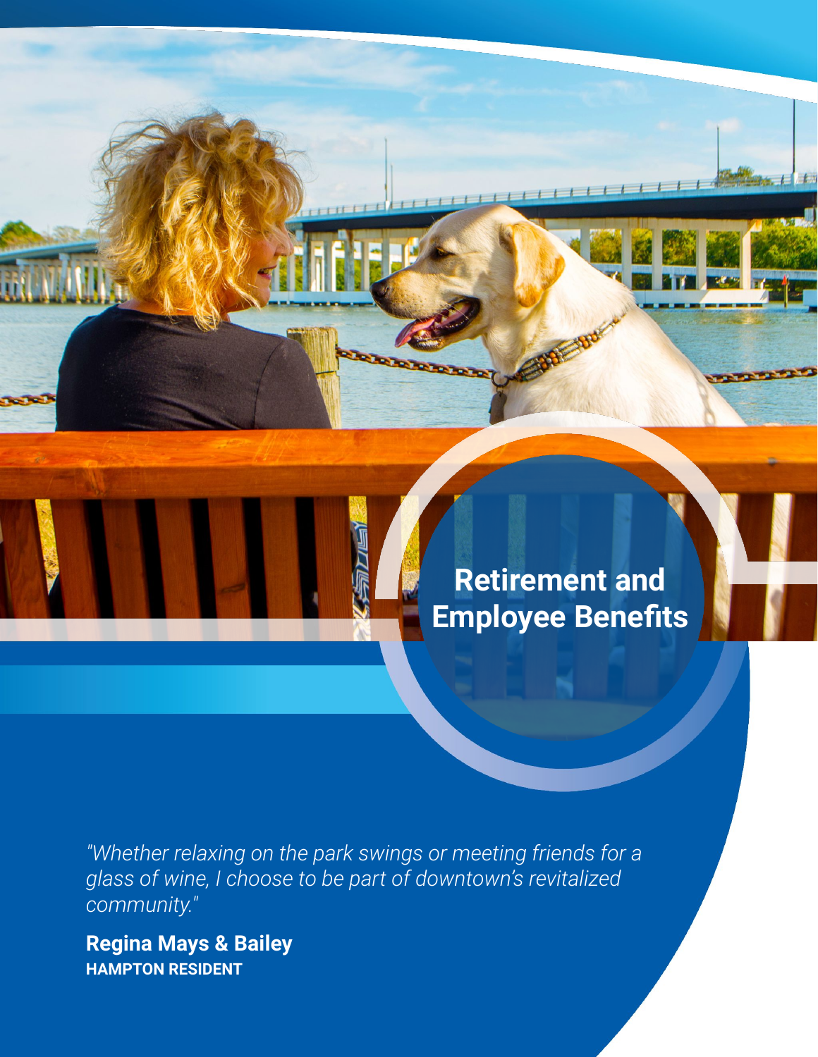# Retirement and Employee Benefits

*"Whether relaxing on the park swings or meeting friends for a glass of wine, I choose to be part of downtown's revitalized community."*

**Regina Mays & Bailey**
**HAMPTON RESIDENT**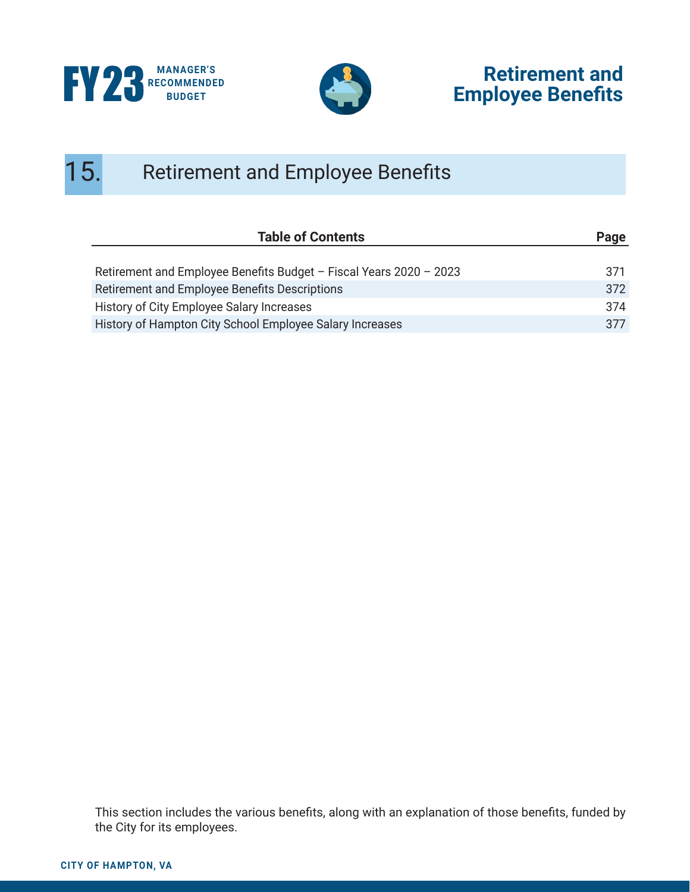# 15. Retirement and Employee Benefits

| Table of Contents | Page |
|---|---|
| Retirement and Employee Benefits Budget – Fiscal Years 2020 – 2023 | 371 |
| Retirement and Employee Benefits Descriptions | 372 |
| History of City Employee Salary Increases | 374 |
| History of Hampton City School Employee Salary Increases | 377 |

This section includes the various benefits, along with an explanation of those benefits, funded by the City for its employees.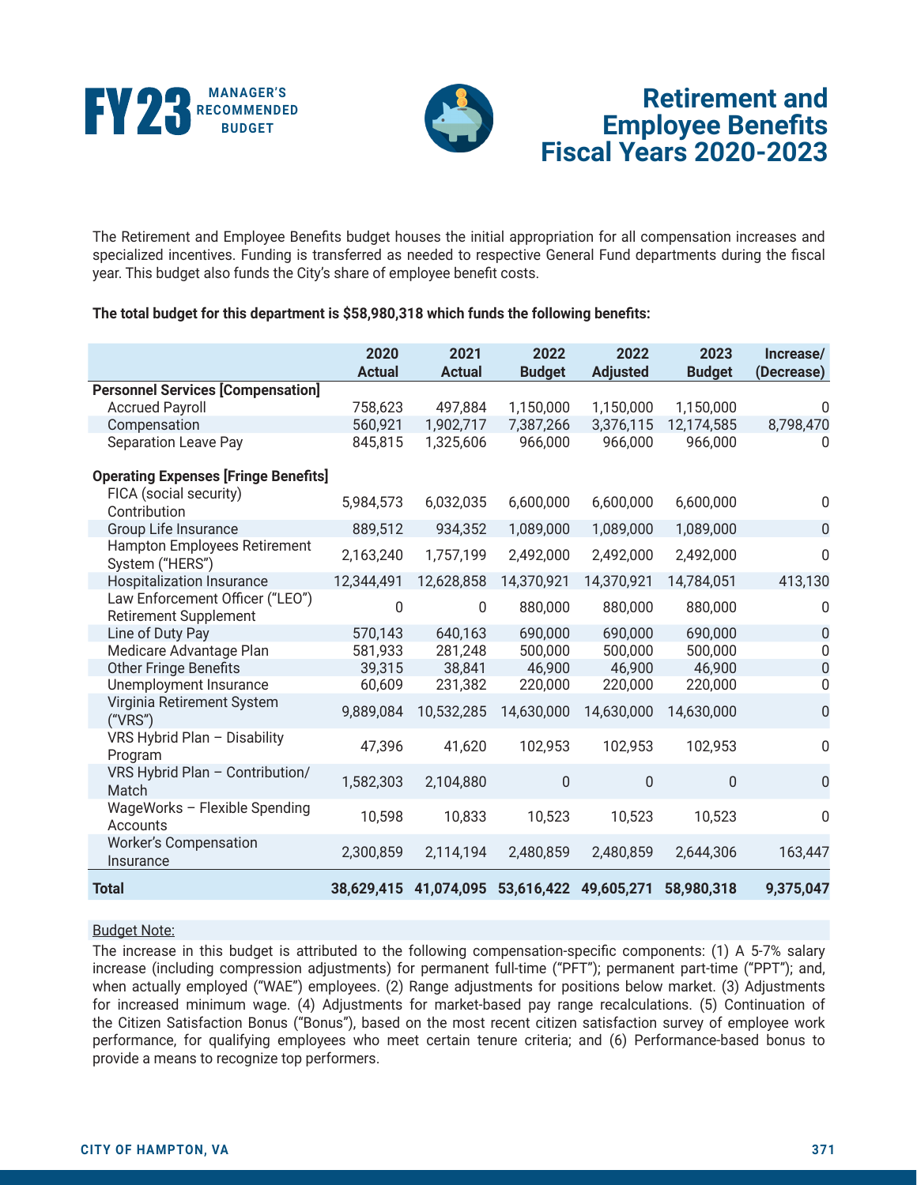FY23 MANAGER'S RECOMMENDED BUDGET

# Retirement and Employee Benefits Fiscal Years 2020-2023

The Retirement and Employee Benefits budget houses the initial appropriation for all compensation increases and specialized incentives. Funding is transferred as needed to respective General Fund departments during the fiscal year. This budget also funds the City's share of employee benefit costs.

**The total budget for this department is $58,980,318 which funds the following benefits:**

| | 2020 Actual | 2021 Actual | 2022 Budget | 2022 Adjusted | 2023 Budget | Increase/ (Decrease) |
|---|---|---|---|---|---|---|
| **Personnel Services [Compensation]** | | | | | | |
| Accrued Payroll | 758,623 | 497,884 | 1,150,000 | 1,150,000 | 1,150,000 | 0 |
| Compensation | 560,921 | 1,902,717 | 7,387,266 | 3,376,115 | 12,174,585 | 8,798,470 |
| Separation Leave Pay | 845,815 | 1,325,606 | 966,000 | 966,000 | 966,000 | 0 |
| **Operating Expenses [Fringe Benefits]** | | | | | | |
| FICA (social security) Contribution | 5,984,573 | 6,032,035 | 6,600,000 | 6,600,000 | 6,600,000 | 0 |
| Group Life Insurance | 889,512 | 934,352 | 1,089,000 | 1,089,000 | 1,089,000 | 0 |
| Hampton Employees Retirement System ("HERS") | 2,163,240 | 1,757,199 | 2,492,000 | 2,492,000 | 2,492,000 | 0 |
| Hospitalization Insurance | 12,344,491 | 12,628,858 | 14,370,921 | 14,370,921 | 14,784,051 | 413,130 |
| Law Enforcement Officer ("LEO") Retirement Supplement | 0 | 0 | 880,000 | 880,000 | 880,000 | 0 |
| Line of Duty Pay | 570,143 | 640,163 | 690,000 | 690,000 | 690,000 | 0 |
| Medicare Advantage Plan | 581,933 | 281,248 | 500,000 | 500,000 | 500,000 | 0 |
| Other Fringe Benefits | 39,315 | 38,841 | 46,900 | 46,900 | 46,900 | 0 |
| Unemployment Insurance | 60,609 | 231,382 | 220,000 | 220,000 | 220,000 | 0 |
| Virginia Retirement System ("VRS") | 9,889,084 | 10,532,285 | 14,630,000 | 14,630,000 | 14,630,000 | 0 |
| VRS Hybrid Plan – Disability Program | 47,396 | 41,620 | 102,953 | 102,953 | 102,953 | 0 |
| VRS Hybrid Plan – Contribution/ Match | 1,582,303 | 2,104,880 | 0 | 0 | 0 | 0 |
| WageWorks – Flexible Spending Accounts | 10,598 | 10,833 | 10,523 | 10,523 | 10,523 | 0 |
| Worker's Compensation Insurance | 2,300,859 | 2,114,194 | 2,480,859 | 2,480,859 | 2,644,306 | 163,447 |
| **Total** | **38,629,415** | **41,074,095** | **53,616,422** | **49,605,271** | **58,980,318** | **9,375,047** |

Budget Note:

The increase in this budget is attributed to the following compensation-specific components: (1) A 5-7% salary increase (including compression adjustments) for permanent full-time ("PFT"); permanent part-time ("PPT"); and, when actually employed ("WAE") employees. (2) Range adjustments for positions below market. (3) Adjustments for increased minimum wage. (4) Adjustments for market-based pay range recalculations. (5) Continuation of the Citizen Satisfaction Bonus ("Bonus"), based on the most recent citizen satisfaction survey of employee work performance, for qualifying employees who meet certain tenure criteria; and (6) Performance-based bonus to provide a means to recognize top performers.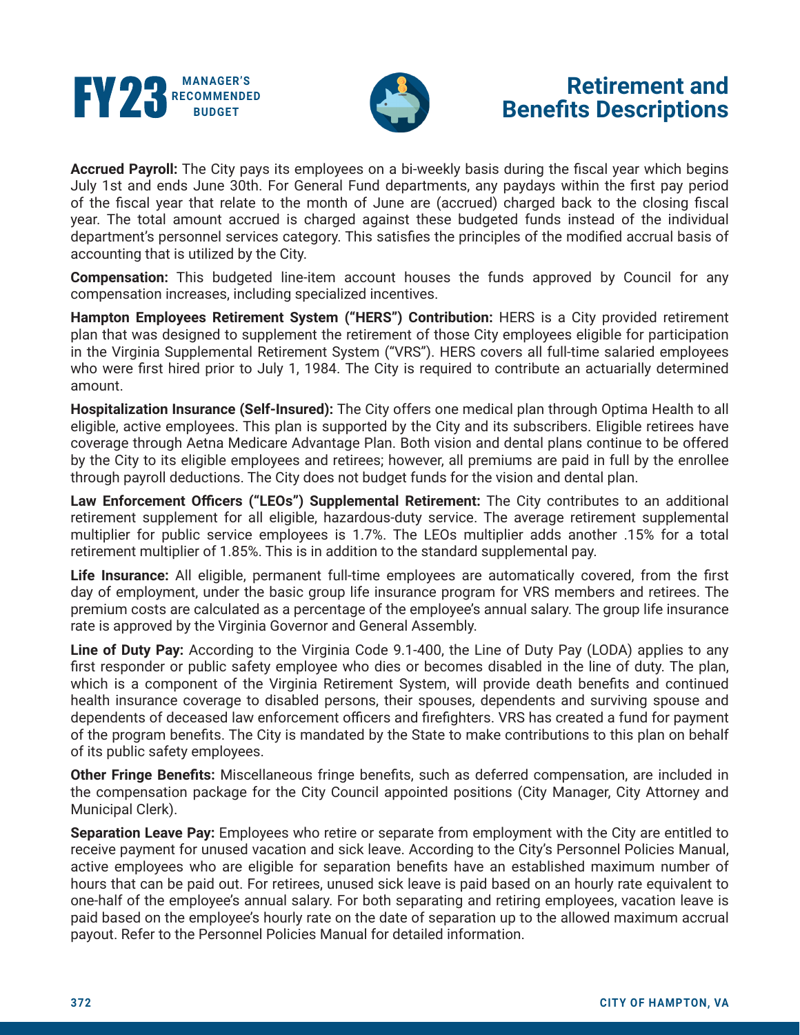# Retirement and Benefits Descriptions

**Accrued Payroll:** The City pays its employees on a bi-weekly basis during the fiscal year which begins July 1st and ends June 30th. For General Fund departments, any paydays within the first pay period of the fiscal year that relate to the month of June are (accrued) charged back to the closing fiscal year. The total amount accrued is charged against these budgeted funds instead of the individual department's personnel services category. This satisfies the principles of the modified accrual basis of accounting that is utilized by the City.

**Compensation:** This budgeted line-item account houses the funds approved by Council for any compensation increases, including specialized incentives.

**Hampton Employees Retirement System ("HERS") Contribution:** HERS is a City provided retirement plan that was designed to supplement the retirement of those City employees eligible for participation in the Virginia Supplemental Retirement System ("VRS"). HERS covers all full-time salaried employees who were first hired prior to July 1, 1984. The City is required to contribute an actuarially determined amount.

**Hospitalization Insurance (Self-Insured):** The City offers one medical plan through Optima Health to all eligible, active employees. This plan is supported by the City and its subscribers. Eligible retirees have coverage through Aetna Medicare Advantage Plan. Both vision and dental plans continue to be offered by the City to its eligible employees and retirees; however, all premiums are paid in full by the enrollee through payroll deductions. The City does not budget funds for the vision and dental plan.

**Law Enforcement Officers ("LEOs") Supplemental Retirement:** The City contributes to an additional retirement supplement for all eligible, hazardous-duty service. The average retirement supplemental multiplier for public service employees is 1.7%. The LEOs multiplier adds another .15% for a total retirement multiplier of 1.85%. This is in addition to the standard supplemental pay.

**Life Insurance:** All eligible, permanent full-time employees are automatically covered, from the first day of employment, under the basic group life insurance program for VRS members and retirees. The premium costs are calculated as a percentage of the employee's annual salary. The group life insurance rate is approved by the Virginia Governor and General Assembly.

**Line of Duty Pay:** According to the Virginia Code 9.1-400, the Line of Duty Pay (LODA) applies to any first responder or public safety employee who dies or becomes disabled in the line of duty. The plan, which is a component of the Virginia Retirement System, will provide death benefits and continued health insurance coverage to disabled persons, their spouses, dependents and surviving spouse and dependents of deceased law enforcement officers and firefighters. VRS has created a fund for payment of the program benefits. The City is mandated by the State to make contributions to this plan on behalf of its public safety employees.

**Other Fringe Benefits:** Miscellaneous fringe benefits, such as deferred compensation, are included in the compensation package for the City Council appointed positions (City Manager, City Attorney and Municipal Clerk).

**Separation Leave Pay:** Employees who retire or separate from employment with the City are entitled to receive payment for unused vacation and sick leave. According to the City's Personnel Policies Manual, active employees who are eligible for separation benefits have an established maximum number of hours that can be paid out. For retirees, unused sick leave is paid based on an hourly rate equivalent to one-half of the employee's annual salary. For both separating and retiring employees, vacation leave is paid based on the employee's hourly rate on the date of separation up to the allowed maximum accrual payout. Refer to the Personnel Policies Manual for detailed information.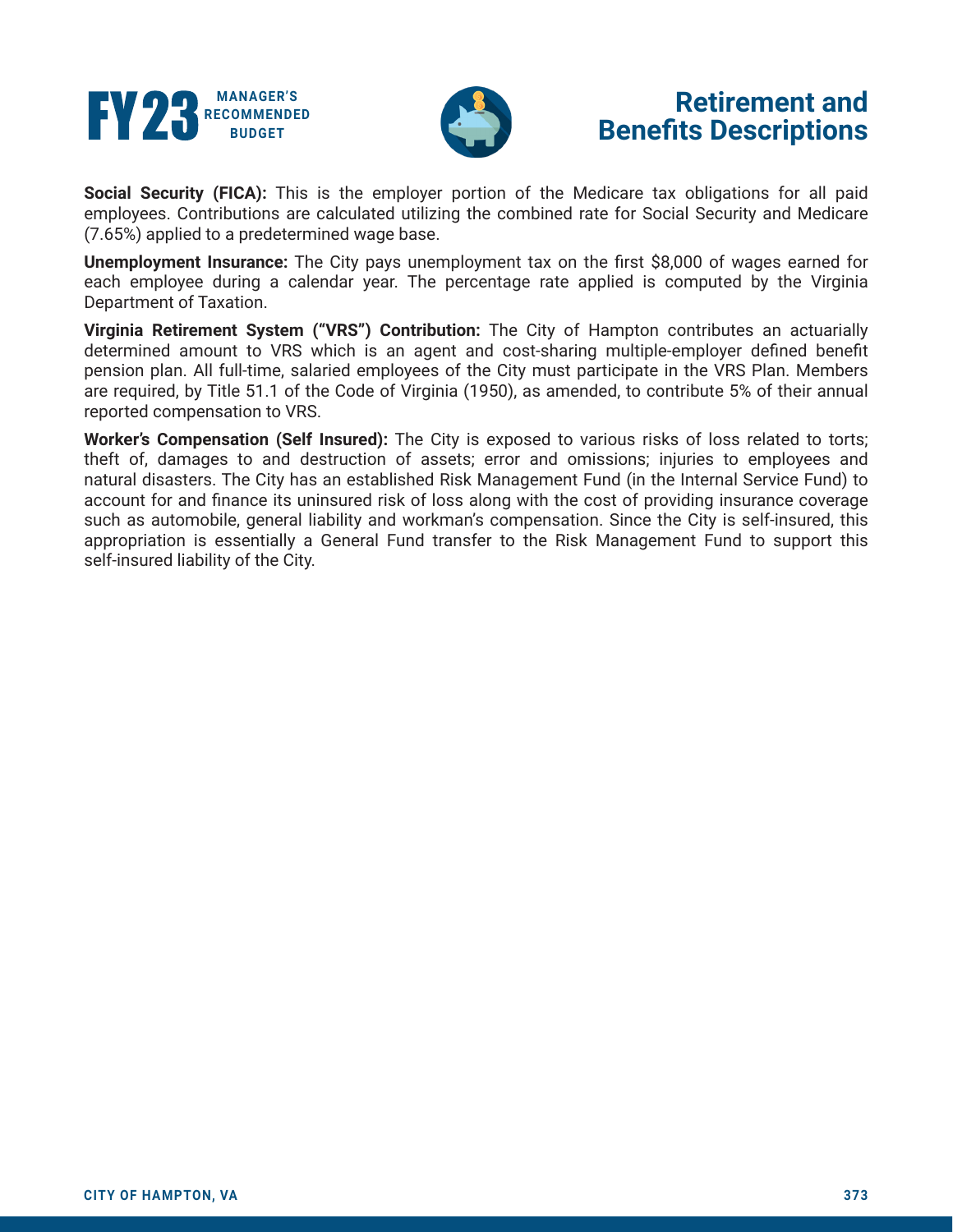# Retirement and Benefits Descriptions

**Social Security (FICA):** This is the employer portion of the Medicare tax obligations for all paid employees. Contributions are calculated utilizing the combined rate for Social Security and Medicare (7.65%) applied to a predetermined wage base.

**Unemployment Insurance:** The City pays unemployment tax on the first $8,000 of wages earned for each employee during a calendar year. The percentage rate applied is computed by the Virginia Department of Taxation.

**Virginia Retirement System ("VRS") Contribution:** The City of Hampton contributes an actuarially determined amount to VRS which is an agent and cost-sharing multiple-employer defined benefit pension plan. All full-time, salaried employees of the City must participate in the VRS Plan. Members are required, by Title 51.1 of the Code of Virginia (1950), as amended, to contribute 5% of their annual reported compensation to VRS.

**Worker's Compensation (Self Insured):** The City is exposed to various risks of loss related to torts; theft of, damages to and destruction of assets; error and omissions; injuries to employees and natural disasters. The City has an established Risk Management Fund (in the Internal Service Fund) to account for and finance its uninsured risk of loss along with the cost of providing insurance coverage such as automobile, general liability and workman's compensation. Since the City is self-insured, this appropriation is essentially a General Fund transfer to the Risk Management Fund to support this self-insured liability of the City.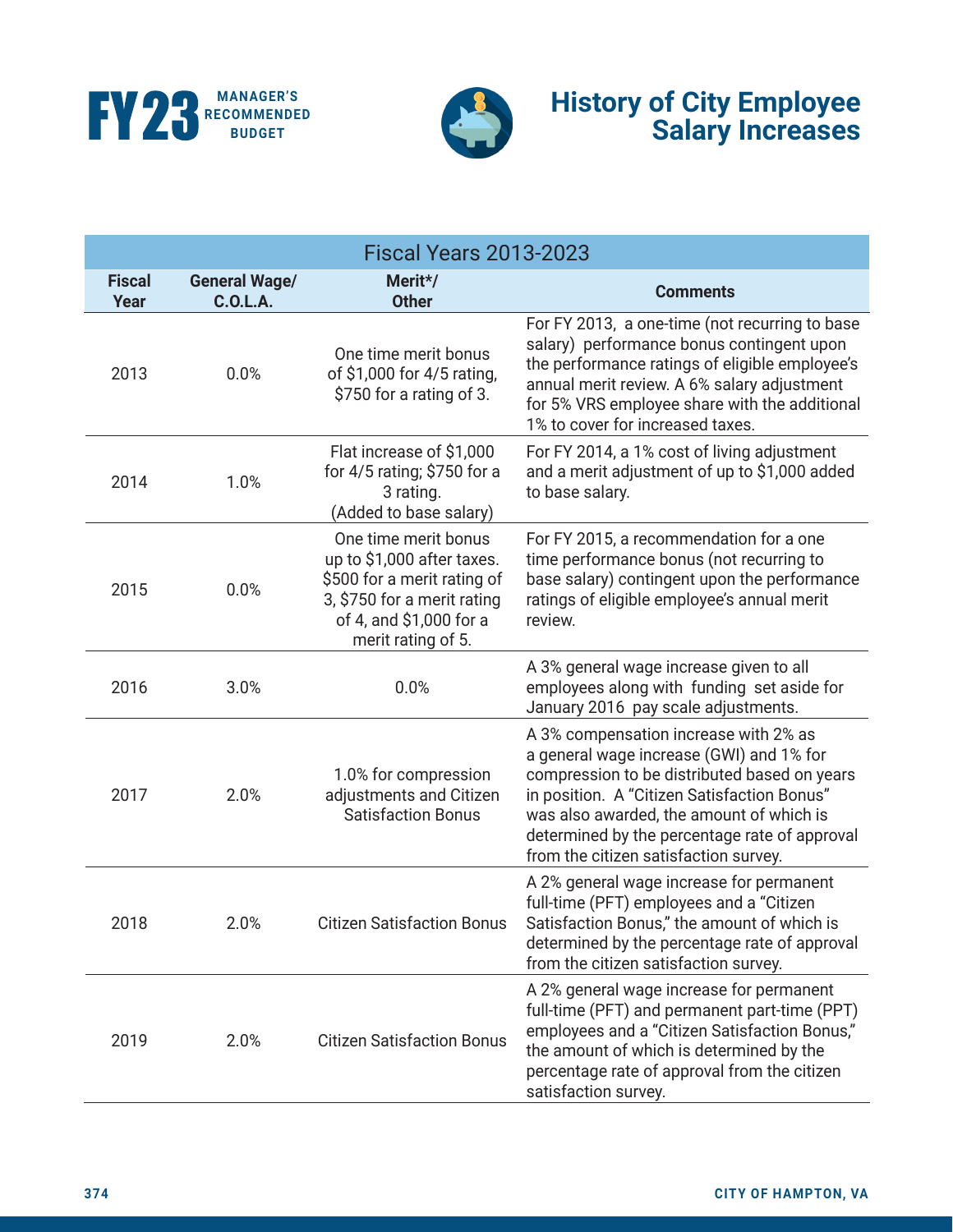# History of City Employee Salary Increases

| Fiscal Years 2013-2023 | | | |
|---|---|---|---|
| **Fiscal Year** | **General Wage/ C.O.L.A.** | **Merit*/ Other** | **Comments** |
| 2013 | 0.0% | One time merit bonus of $1,000 for 4/5 rating, $750 for a rating of 3. | For FY 2013, a one-time (not recurring to base salary) performance bonus contingent upon the performance ratings of eligible employee's annual merit review. A 6% salary adjustment for 5% VRS employee share with the additional 1% to cover for increased taxes. |
| 2014 | 1.0% | Flat increase of $1,000 for 4/5 rating; $750 for a 3 rating. (Added to base salary) | For FY 2014, a 1% cost of living adjustment and a merit adjustment of up to $1,000 added to base salary. |
| 2015 | 0.0% | One time merit bonus up to $1,000 after taxes. $500 for a merit rating of 3, $750 for a merit rating of 4, and $1,000 for a merit rating of 5. | For FY 2015, a recommendation for a one time performance bonus (not recurring to base salary) contingent upon the performance ratings of eligible employee's annual merit review. |
| 2016 | 3.0% | 0.0% | A 3% general wage increase given to all employees along with funding set aside for January 2016 pay scale adjustments. |
| 2017 | 2.0% | 1.0% for compression adjustments and Citizen Satisfaction Bonus | A 3% compensation increase with 2% as a general wage increase (GWI) and 1% for compression to be distributed based on years in position. A "Citizen Satisfaction Bonus" was also awarded, the amount of which is determined by the percentage rate of approval from the citizen satisfaction survey. |
| 2018 | 2.0% | Citizen Satisfaction Bonus | A 2% general wage increase for permanent full-time (PFT) employees and a "Citizen Satisfaction Bonus," the amount of which is determined by the percentage rate of approval from the citizen satisfaction survey. |
| 2019 | 2.0% | Citizen Satisfaction Bonus | A 2% general wage increase for permanent full-time (PFT) and permanent part-time (PPT) employees and a "Citizen Satisfaction Bonus," the amount of which is determined by the percentage rate of approval from the citizen satisfaction survey. |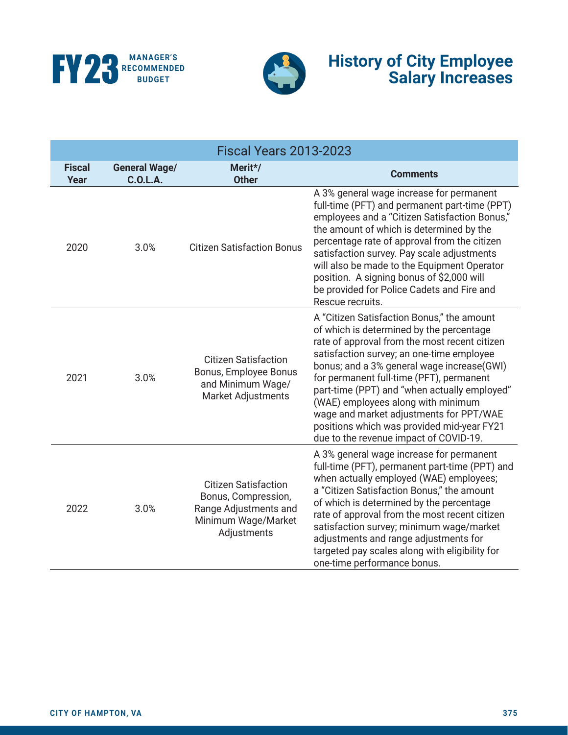# History of City Employee Salary Increases

| Fiscal Years 2013-2023 | | | |
|---|---|---|---|
| **Fiscal Year** | **General Wage/ C.O.L.A.** | **Merit*/ Other** | **Comments** |
| 2020 | 3.0% | Citizen Satisfaction Bonus | A 3% general wage increase for permanent full-time (PFT) and permanent part-time (PPT) employees and a "Citizen Satisfaction Bonus," the amount of which is determined by the percentage rate of approval from the citizen satisfaction survey. Pay scale adjustments will also be made to the Equipment Operator position. A signing bonus of $2,000 will be provided for Police Cadets and Fire and Rescue recruits. |
| 2021 | 3.0% | Citizen Satisfaction Bonus, Employee Bonus and Minimum Wage/ Market Adjustments | A "Citizen Satisfaction Bonus," the amount of which is determined by the percentage rate of approval from the most recent citizen satisfaction survey; an one-time employee bonus; and a 3% general wage increase(GWI) for permanent full-time (PFT), permanent part-time (PPT) and "when actually employed" (WAE) employees along with minimum wage and market adjustments for PPT/WAE positions which was provided mid-year FY21 due to the revenue impact of COVID-19. |
| 2022 | 3.0% | Citizen Satisfaction Bonus, Compression, Range Adjustments and Minimum Wage/Market Adjustments | A 3% general wage increase for permanent full-time (PFT), permanent part-time (PPT) and when actually employed (WAE) employees; a "Citizen Satisfaction Bonus," the amount of which is determined by the percentage rate of approval from the most recent citizen satisfaction survey; minimum wage/market adjustments and range adjustments for targeted pay scales along with eligibility for one-time performance bonus. |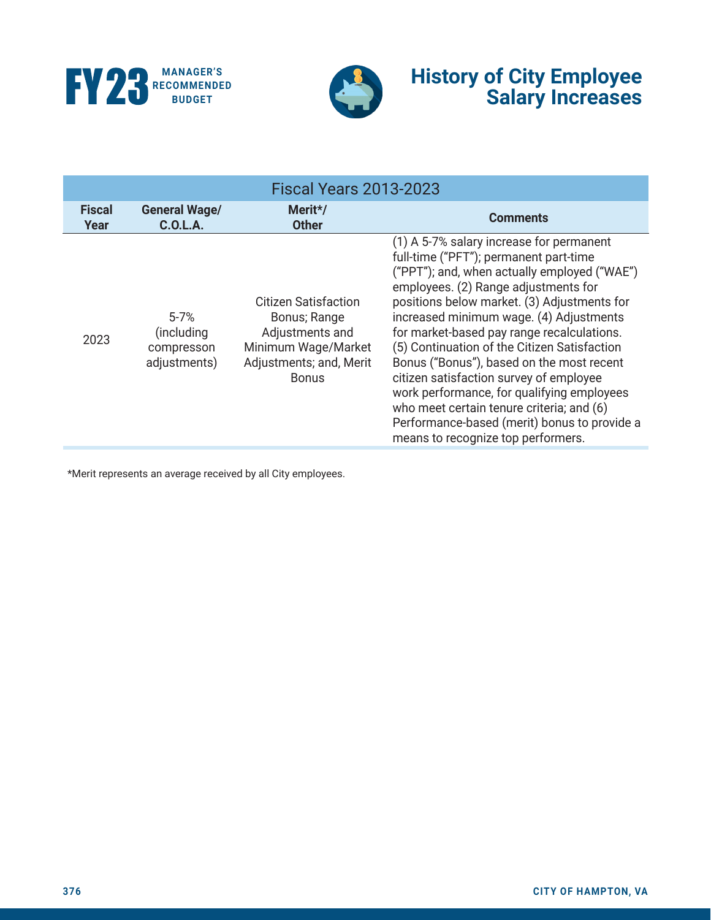# History of City Employee Salary Increases

| Fiscal Years 2013-2023 | | | |
|---|---|---|---|
| **Fiscal Year** | **General Wage/ C.O.L.A.** | **Merit*/ Other** | **Comments** |
| 2023 | 5-7% (including compresson adjustments) | Citizen Satisfaction Bonus; Range Adjustments and Minimum Wage/Market Adjustments; and, Merit Bonus | (1) A 5-7% salary increase for permanent full-time ("PFT"); permanent part-time ("PPT"); and, when actually employed ("WAE") employees. (2) Range adjustments for positions below market. (3) Adjustments for increased minimum wage. (4) Adjustments for market-based pay range recalculations. (5) Continuation of the Citizen Satisfaction Bonus ("Bonus"), based on the most recent citizen satisfaction survey of employee work performance, for qualifying employees who meet certain tenure criteria; and (6) Performance-based (merit) bonus to provide a means to recognize top performers. |

*Merit represents an average received by all City employees.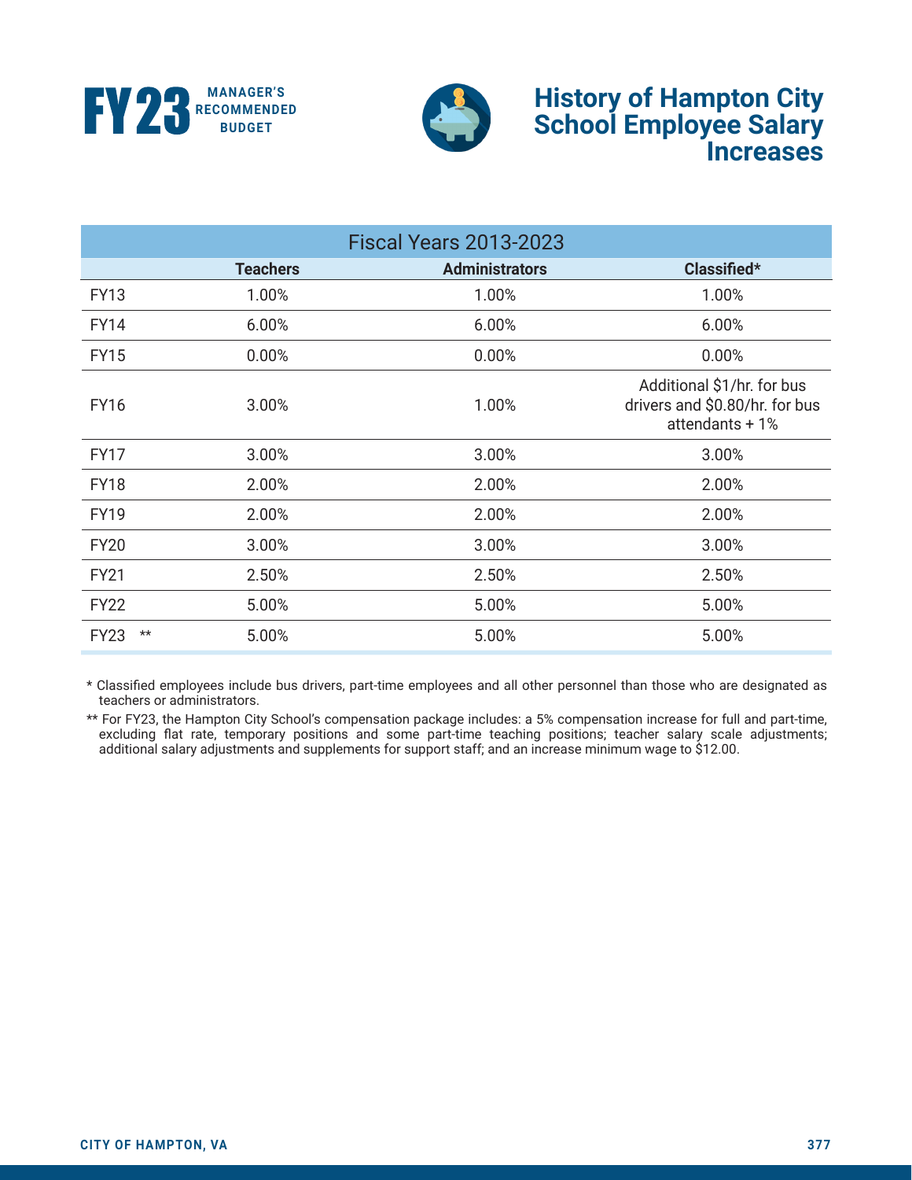# History of Hampton City School Employee Salary Increases

| Fiscal Years 2013-2023 | | | |
|---|---|---|---|
| | **Teachers** | **Administrators** | **Classified*** |
| FY13 | 1.00% | 1.00% | 1.00% |
| FY14 | 6.00% | 6.00% | 6.00% |
| FY15 | 0.00% | 0.00% | 0.00% |
| FY16 | 3.00% | 1.00% | Additional $1/hr. for bus drivers and $0.80/hr. for bus attendants + 1% |
| FY17 | 3.00% | 3.00% | 3.00% |
| FY18 | 2.00% | 2.00% | 2.00% |
| FY19 | 2.00% | 2.00% | 2.00% |
| FY20 | 3.00% | 3.00% | 3.00% |
| FY21 | 2.50% | 2.50% | 2.50% |
| FY22 | 5.00% | 5.00% | 5.00% |
| FY23 ** | 5.00% | 5.00% | 5.00% |

\* Classified employees include bus drivers, part-time employees and all other personnel than those who are designated as teachers or administrators.

** For FY23, the Hampton City School's compensation package includes: a 5% compensation increase for full and part-time, excluding flat rate, temporary positions and some part-time teaching positions; teacher salary scale adjustments; additional salary adjustments and supplements for support staff; and an increase minimum wage to $12.00.